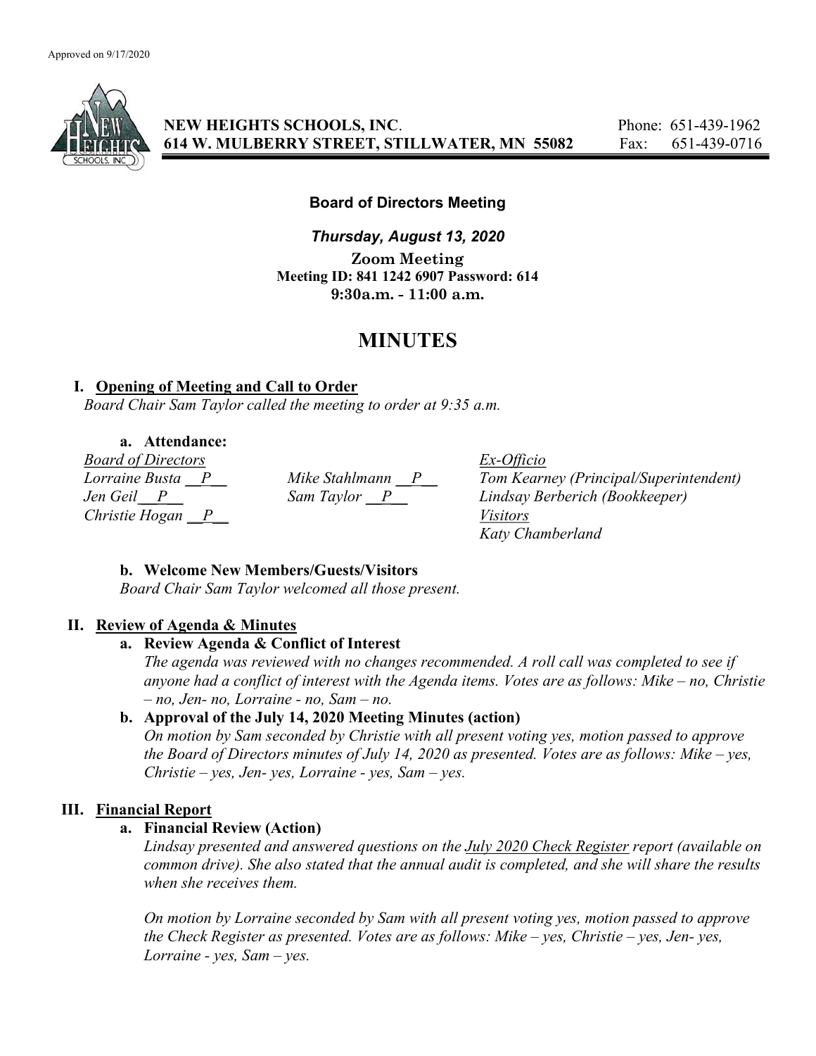Approved on 9/17/2020

**NEW HEIGHTS SCHOOLS, INC.** Phone: 651-439-1962
**614 W. MULBERRY STREET, STILLWATER, MN 55082** Fax: 651-439-0716

**Board of Directors Meeting**

***Thursday, August 13, 2020***

**Zoom Meeting**
**Meeting ID: 841 1242 6907 Password: 614**
**9:30a.m. - 11:00 a.m.**

# MINUTES

## I. Opening of Meeting and Call to Order

*Board Chair Sam Taylor called the meeting to order at 9:35 a.m.*

**a. Attendance:**

*Board of Directors*
*Lorraine Busta \_\_P\_\_*
*Jen Geil \_\_P\_\_*
*Christie Hogan \_\_P\_\_*
*Mike Stahlmann \_\_P\_\_*
*Sam Taylor \_\_P\_\_*

*Ex-Officio*
*Tom Kearney (Principal/Superintendent)*
*Lindsay Berberich (Bookkeeper)*

*Visitors*
*Katy Chamberland*

**b. Welcome New Members/Guests/Visitors**

*Board Chair Sam Taylor welcomed all those present.*

## II. Review of Agenda & Minutes

**a. Review Agenda & Conflict of Interest**

*The agenda was reviewed with no changes recommended. A roll call was completed to see if anyone had a conflict of interest with the Agenda items. Votes are as follows: Mike – no, Christie – no, Jen- no, Lorraine - no, Sam – no.*

**b. Approval of the July 14, 2020 Meeting Minutes (action)**

*On motion by Sam seconded by Christie with all present voting yes, motion passed to approve the Board of Directors minutes of July 14, 2020 as presented. Votes are as follows: Mike – yes, Christie – yes, Jen- yes, Lorraine - yes, Sam – yes.*

## III. Financial Report

**a. Financial Review (Action)**

*Lindsay presented and answered questions on the July 2020 Check Register report (available on common drive). She also stated that the annual audit is completed, and she will share the results when she receives them.*

*On motion by Lorraine seconded by Sam with all present voting yes, motion passed to approve the Check Register as presented. Votes are as follows: Mike – yes, Christie – yes, Jen- yes, Lorraine - yes, Sam – yes.*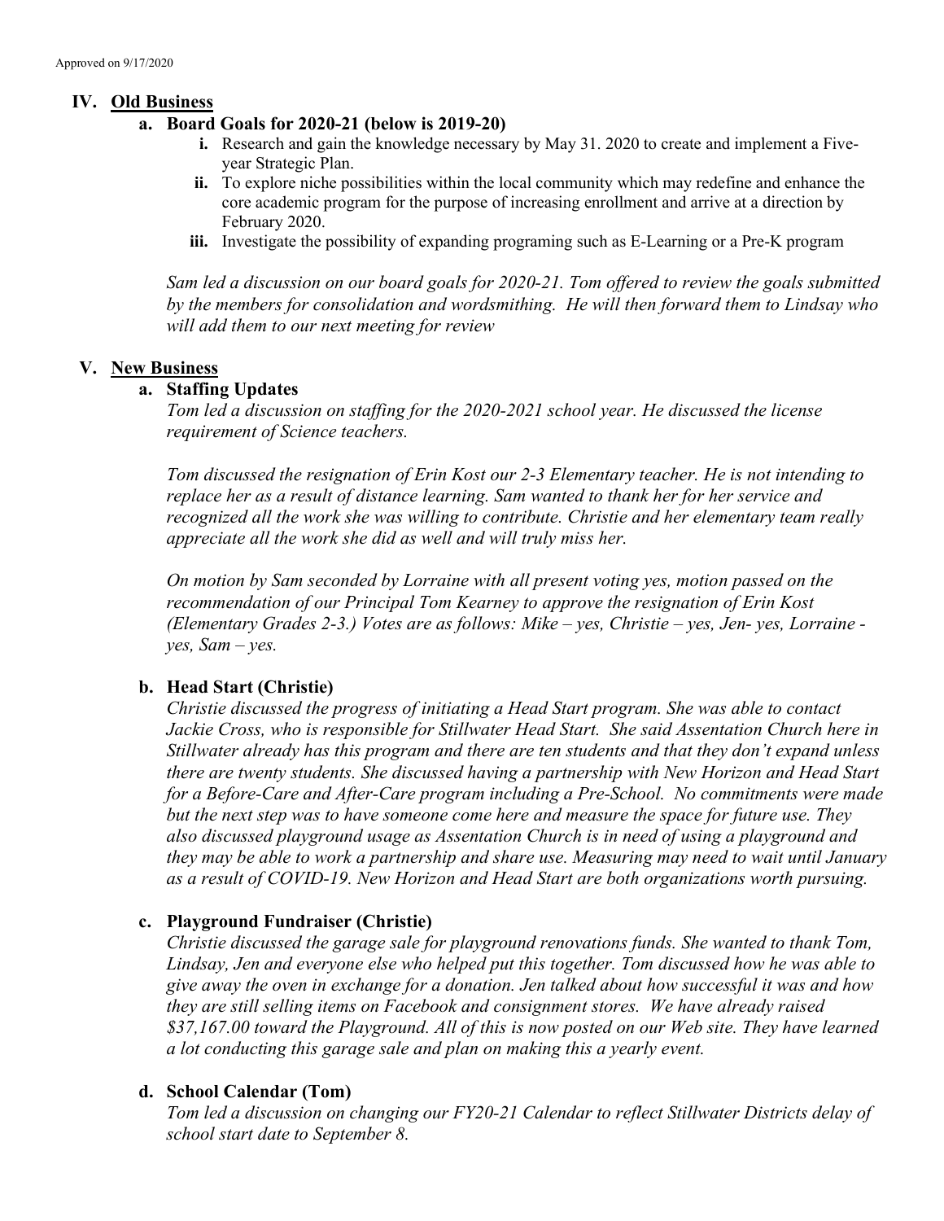Approved on 9/17/2020

## IV. Old Business

### a. Board Goals for 2020-21 (below is 2019-20)

- **i.** Research and gain the knowledge necessary by May 31. 2020 to create and implement a Five-year Strategic Plan.
- **ii.** To explore niche possibilities within the local community which may redefine and enhance the core academic program for the purpose of increasing enrollment and arrive at a direction by February 2020.
- **iii.** Investigate the possibility of expanding programing such as E-Learning or a Pre-K program

*Sam led a discussion on our board goals for 2020-21. Tom offered to review the goals submitted by the members for consolidation and wordsmithing. He will then forward them to Lindsay who will add them to our next meeting for review*

## V. New Business

### a. Staffing Updates

*Tom led a discussion on staffing for the 2020-2021 school year. He discussed the license requirement of Science teachers.*

*Tom discussed the resignation of Erin Kost our 2-3 Elementary teacher. He is not intending to replace her as a result of distance learning. Sam wanted to thank her for her service and recognized all the work she was willing to contribute. Christie and her elementary team really appreciate all the work she did as well and will truly miss her.*

*On motion by Sam seconded by Lorraine with all present voting yes, motion passed on the recommendation of our Principal Tom Kearney to approve the resignation of Erin Kost (Elementary Grades 2-3.) Votes are as follows: Mike – yes, Christie – yes, Jen- yes, Lorraine - yes, Sam – yes.*

### b. Head Start (Christie)

*Christie discussed the progress of initiating a Head Start program. She was able to contact Jackie Cross, who is responsible for Stillwater Head Start. She said Assentation Church here in Stillwater already has this program and there are ten students and that they don't expand unless there are twenty students. She discussed having a partnership with New Horizon and Head Start for a Before-Care and After-Care program including a Pre-School. No commitments were made but the next step was to have someone come here and measure the space for future use. They also discussed playground usage as Assentation Church is in need of using a playground and they may be able to work a partnership and share use. Measuring may need to wait until January as a result of COVID-19. New Horizon and Head Start are both organizations worth pursuing.*

### c. Playground Fundraiser (Christie)

*Christie discussed the garage sale for playground renovations funds. She wanted to thank Tom, Lindsay, Jen and everyone else who helped put this together. Tom discussed how he was able to give away the oven in exchange for a donation. Jen talked about how successful it was and how they are still selling items on Facebook and consignment stores. We have already raised $37,167.00 toward the Playground. All of this is now posted on our Web site. They have learned a lot conducting this garage sale and plan on making this a yearly event.*

### d. School Calendar (Tom)

*Tom led a discussion on changing our FY20-21 Calendar to reflect Stillwater Districts delay of school start date to September 8.*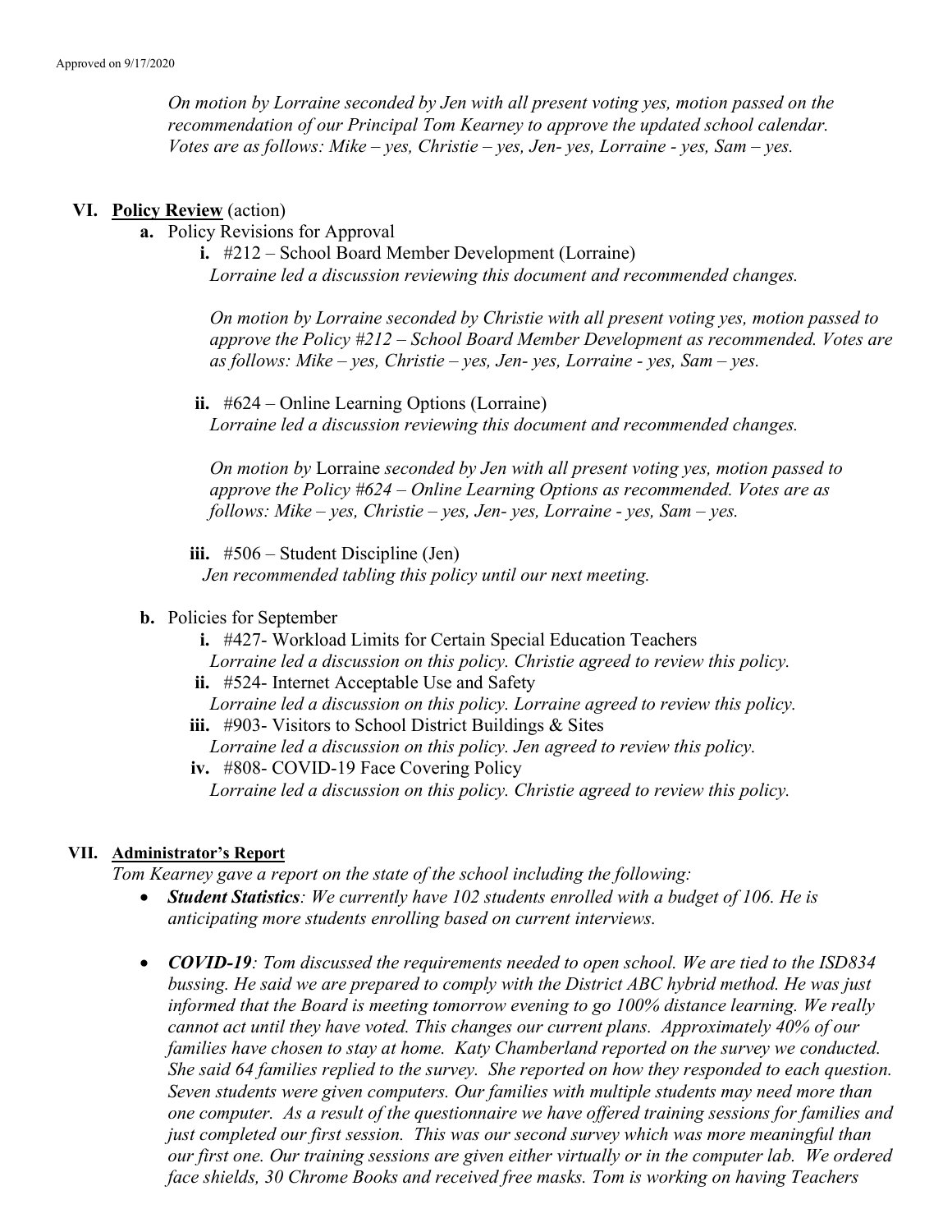*On motion by Lorraine seconded by Jen with all present voting yes, motion passed on the recommendation of our Principal Tom Kearney to approve the updated school calendar. Votes are as follows: Mike – yes, Christie – yes, Jen- yes, Lorraine - yes, Sam – yes.*

## VI. **Policy Review** (action)

**a.** Policy Revisions for Approval

**i.** #212 – School Board Member Development (Lorraine)
*Lorraine led a discussion reviewing this document and recommended changes.*

*On motion by Lorraine seconded by Christie with all present voting yes, motion passed to approve the Policy #212 – School Board Member Development as recommended. Votes are as follows: Mike – yes, Christie – yes, Jen- yes, Lorraine - yes, Sam – yes.*

**ii.** #624 – Online Learning Options (Lorraine)
*Lorraine led a discussion reviewing this document and recommended changes.*

*On motion by* Lorraine *seconded by Jen with all present voting yes, motion passed to approve the Policy #624 – Online Learning Options as recommended. Votes are as follows: Mike – yes, Christie – yes, Jen- yes, Lorraine - yes, Sam – yes.*

**iii.** #506 – Student Discipline (Jen)
*Jen recommended tabling this policy until our next meeting.*

**b.** Policies for September

**i.** #427- Workload Limits for Certain Special Education Teachers
*Lorraine led a discussion on this policy. Christie agreed to review this policy.*

**ii.** #524- Internet Acceptable Use and Safety
*Lorraine led a discussion on this policy. Lorraine agreed to review this policy.*

**iii.** #903- Visitors to School District Buildings & Sites
*Lorraine led a discussion on this policy. Jen agreed to review this policy.*

**iv.** #808- COVID-19 Face Covering Policy
*Lorraine led a discussion on this policy. Christie agreed to review this policy.*

## VII. **Administrator's Report**

*Tom Kearney gave a report on the state of the school including the following:*

- ***Student Statistics**: We currently have 102 students enrolled with a budget of 106. He is anticipating more students enrolling based on current interviews.*

- ***COVID-19**: Tom discussed the requirements needed to open school. We are tied to the ISD834 bussing. He said we are prepared to comply with the District ABC hybrid method. He was just informed that the Board is meeting tomorrow evening to go 100% distance learning. We really cannot act until they have voted. This changes our current plans. Approximately 40% of our families have chosen to stay at home. Katy Chamberland reported on the survey we conducted. She said 64 families replied to the survey. She reported on how they responded to each question. Seven students were given computers. Our families with multiple students may need more than one computer. As a result of the questionnaire we have offered training sessions for families and just completed our first session. This was our second survey which was more meaningful than our first one. Our training sessions are given either virtually or in the computer lab. We ordered face shields, 30 Chrome Books and received free masks. Tom is working on having Teachers*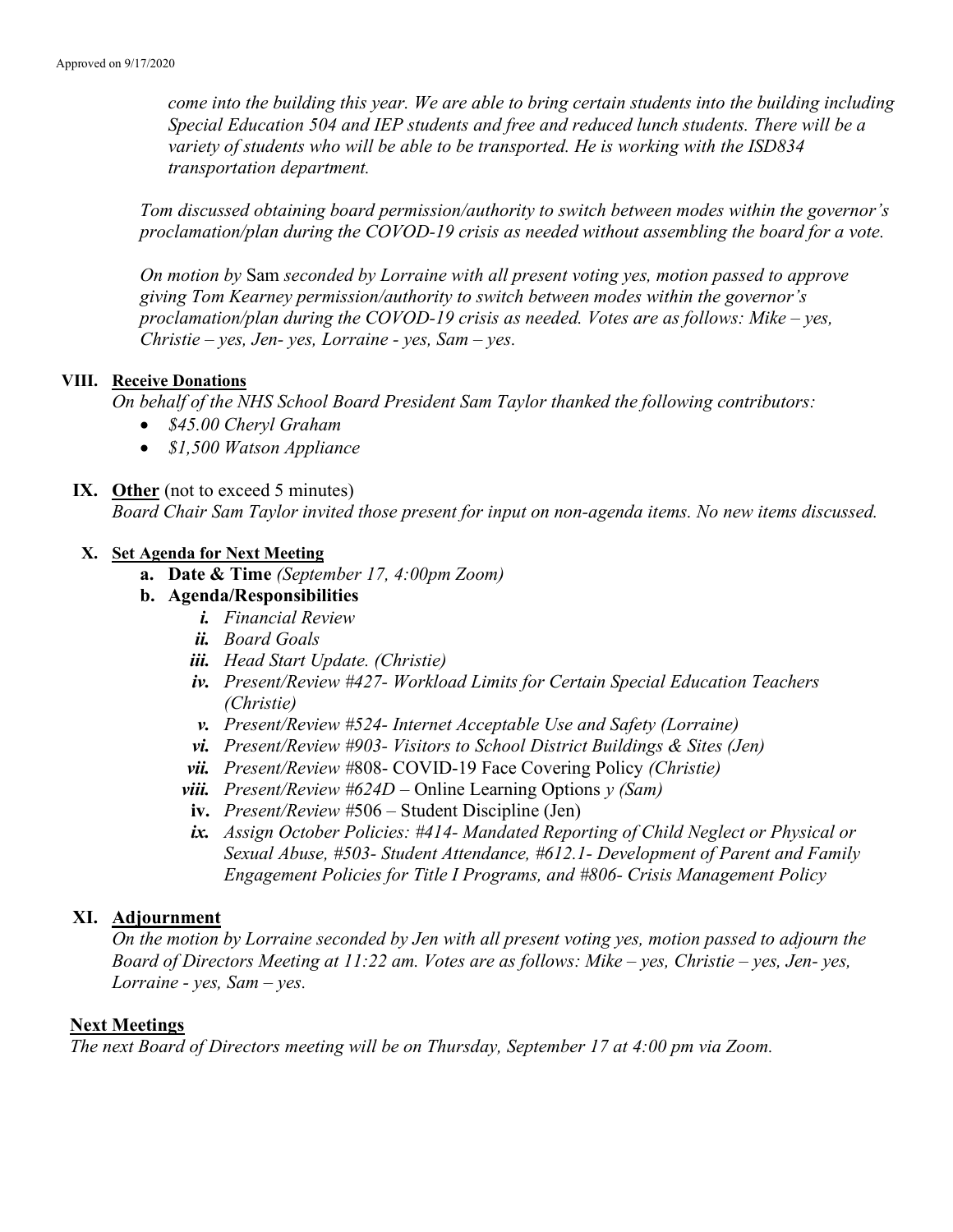*come into the building this year. We are able to bring certain students into the building including Special Education 504 and IEP students and free and reduced lunch students. There will be a variety of students who will be able to be transported. He is working with the ISD834 transportation department.*

*Tom discussed obtaining board permission/authority to switch between modes within the governor's proclamation/plan during the COVOD-19 crisis as needed without assembling the board for a vote.*

*On motion by* Sam *seconded by Lorraine with all present voting yes, motion passed to approve giving Tom Kearney permission/authority to switch between modes within the governor's proclamation/plan during the COVOD-19 crisis as needed. Votes are as follows: Mike – yes, Christie – yes, Jen- yes, Lorraine - yes, Sam – yes.*

**VIII. Receive Donations**

*On behalf of the NHS School Board President Sam Taylor thanked the following contributors:*

- *$45.00 Cheryl Graham*
- *$1,500 Watson Appliance*

**IX. Other** (not to exceed 5 minutes)

*Board Chair Sam Taylor invited those present for input on non-agenda items. No new items discussed.*

**X. Set Agenda for Next Meeting**

**a. Date & Time** *(September 17, 4:00pm Zoom)*

**b. Agenda/Responsibilities**

*i. Financial Review*

*ii. Board Goals*

*iii. Head Start Update. (Christie)*

*iv. Present/Review #427- Workload Limits for Certain Special Education Teachers (Christie)*

*v. Present/Review #524- Internet Acceptable Use and Safety (Lorraine)*

*vi. Present/Review #903- Visitors to School District Buildings & Sites (Jen)*

*vii. Present/Review* #808- COVID-19 Face Covering Policy *(Christie)*

*viii. Present/Review #624D* – Online Learning Options *y (Sam)*

**iv.** *Present/Review* #506 – Student Discipline (Jen)

*ix. Assign October Policies: #414- Mandated Reporting of Child Neglect or Physical or Sexual Abuse, #503- Student Attendance, #612.1- Development of Parent and Family Engagement Policies for Title I Programs, and #806- Crisis Management Policy*

**XI. Adjournment**

*On the motion by Lorraine seconded by Jen with all present voting yes, motion passed to adjourn the Board of Directors Meeting at 11:22 am. Votes are as follows: Mike – yes, Christie – yes, Jen- yes, Lorraine - yes, Sam – yes.*

**Next Meetings**

*The next Board of Directors meeting will be on Thursday, September 17 at 4:00 pm via Zoom.*